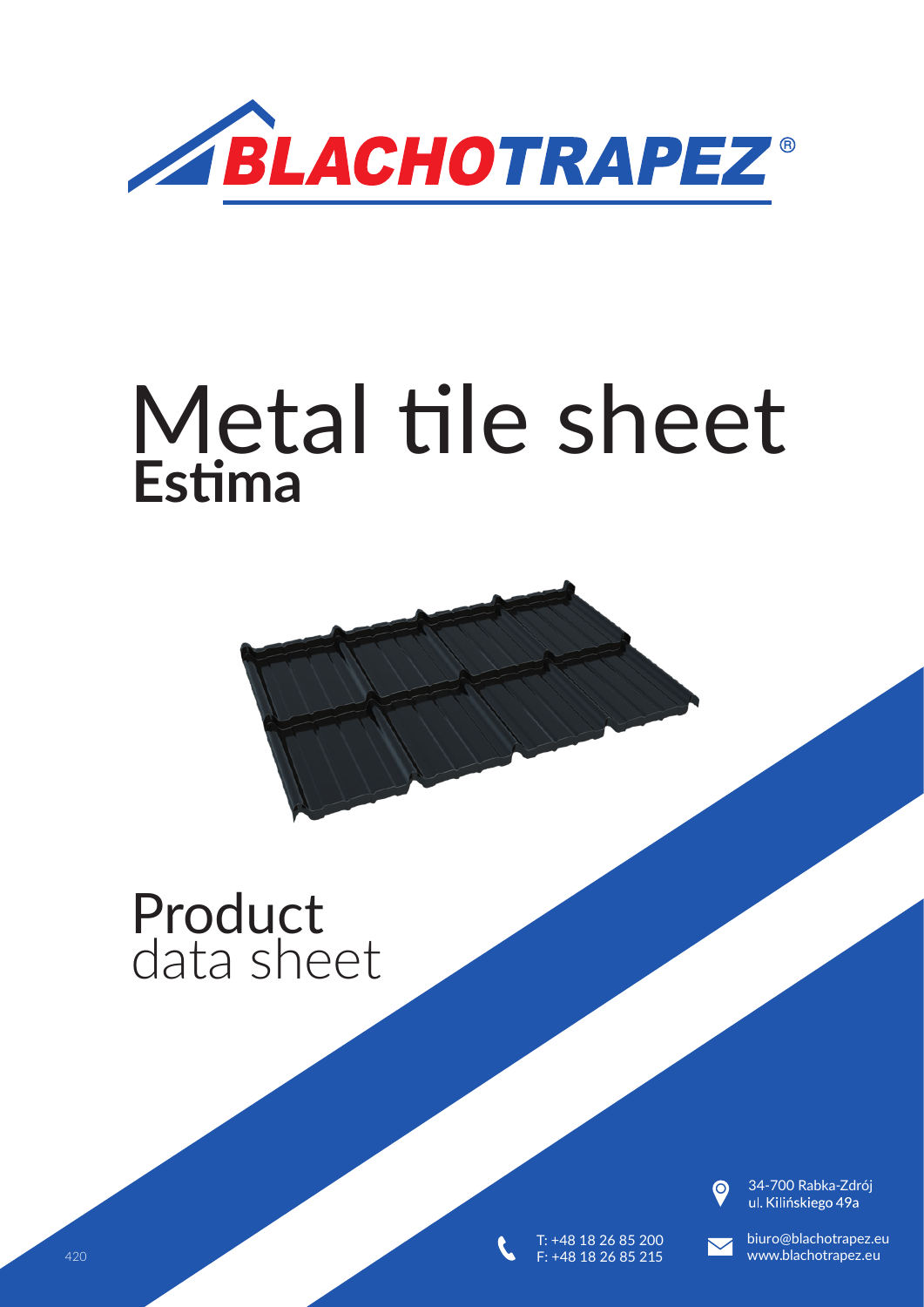BLACHOTRAPEZ®

# Metal tile sheet
## Estima

# Product
data sheet

34-700 Rabka-Zdrój
ul. Kilińskiego 49a

T: +48 18 26 85 200
F: +48 18 26 85 215

biuro@blachotrapez.eu
www.blachotrapez.eu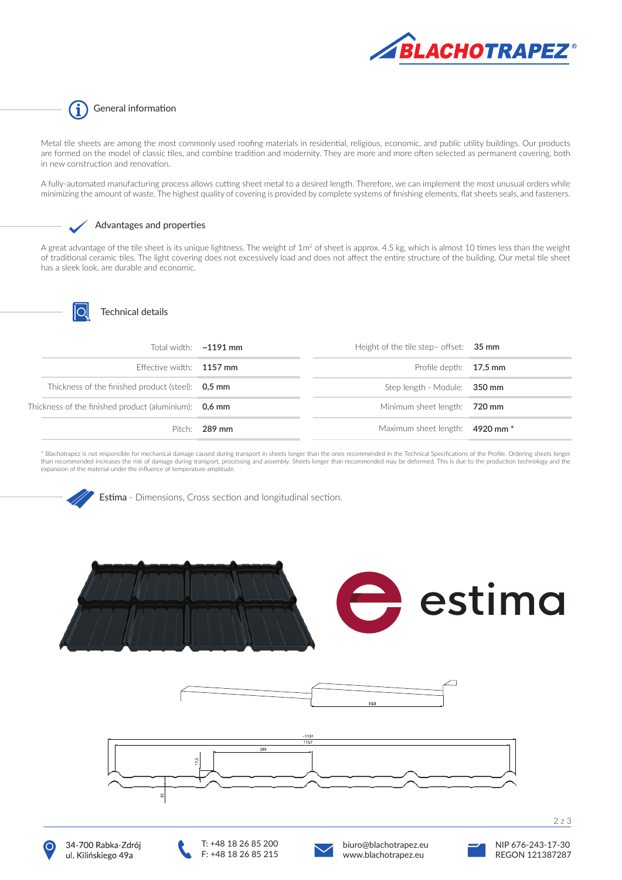## General information

Metal tile sheets are among the most commonly used roofing materials in residential, religious, economic, and public utility buildings. Our products are formed on the model of classic tiles, and combine tradition and modernity. They are more and more often selected as permanent covering, both in new construction and renovation.

A fully-automated manufacturing process allows cutting sheet metal to a desired length. Therefore, we can implement the most unusual orders while minimizing the amount of waste. The highest quality of covering is provided by complete systems of finishing elements, flat sheets seals, and fasteners.

## Advantages and properties

A great advantage of the tile sheet is its unique lightness. The weight of 1m² of sheet is approx. 4.5 kg, which is almost 10 times less than the weight of traditional ceramic tiles. The light covering does not excessively load and does not affect the entire structure of the building. Our metal tile sheet has a sleek look, are durable and economic.

## Technical details

| | | | |
|---|---|---|---|
| Total width: | **~1191 mm** | Height of the tile step– offset: | **35 mm** |
| Effective width: | **1157 mm** | Profile depth: | **17,5 mm** |
| Thickness of the finished product (steel): | **0,5 mm** | Step length - Module: | **350 mm** |
| Thickness of the finished product (aluminium): | **0,6 mm** | Minimum sheet length: | **720 mm** |
| Pitch: | **289 mm** | Maximum sheet length: | **4920 mm** * |

* Blachotrapez is not responsible for mechanical damage caused during transport in sheets longer than the ones recommended in the Technical Specifications of the Profile. Ordering sheets longer than recommended increases the risk of damage during transport, processing and assembly. Sheets longer than recommended may be deformed. This is due to the production technology and the expansion of the material under the influence of temperature amplitude.

## Estima - Dimensions, Cross section and longitudinal section.

estima

350

~1191
1157
289
17,5
35

34-700 Rabka-Zdrój
ul. Kilińskiego 49a

T: +48 18 26 85 200
F: +48 18 26 85 215

biuro@blachotrapez.eu
www.blachotrapez.eu

NIP 676-243-17-30
REGON 121387287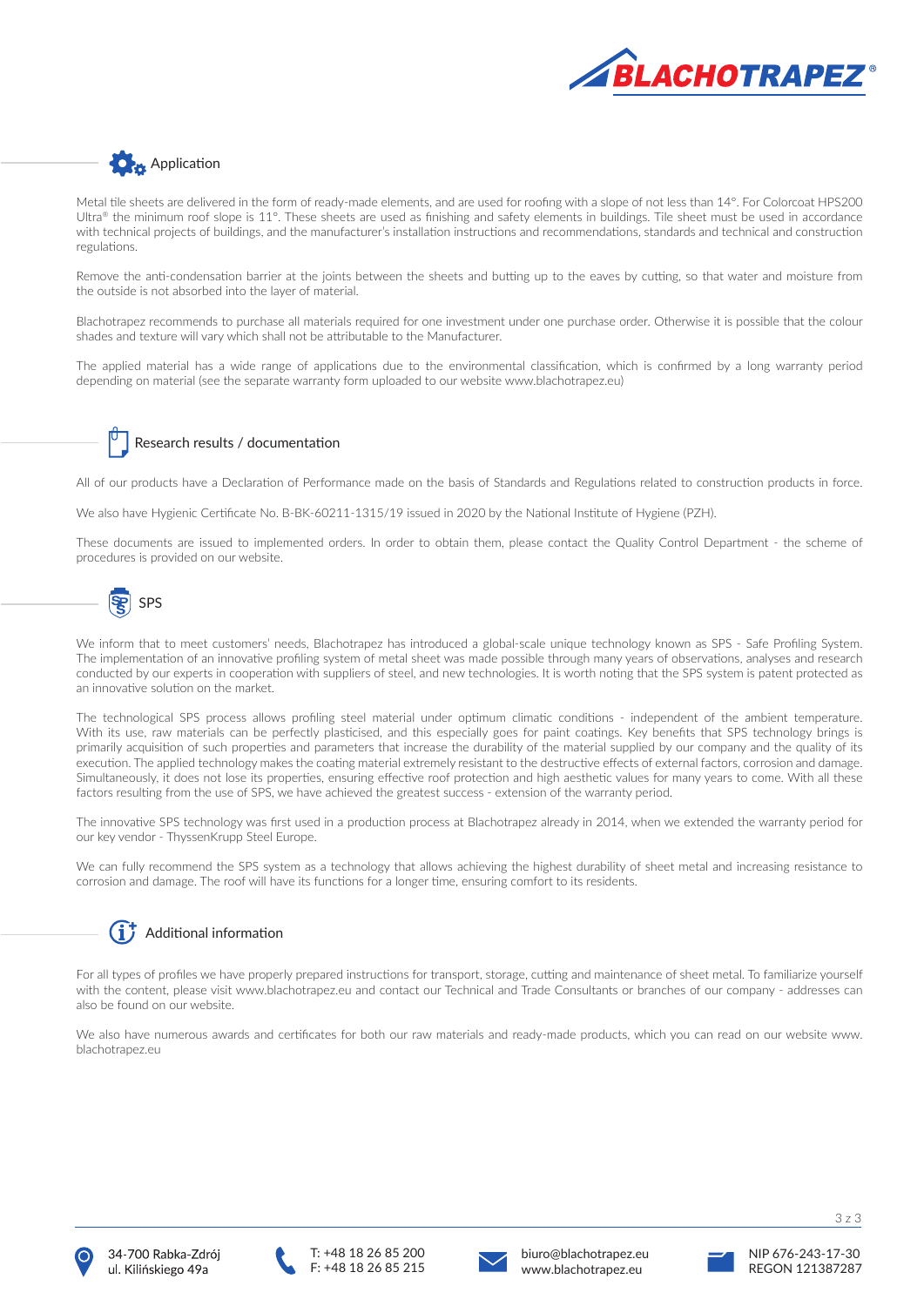## Application

Metal tile sheets are delivered in the form of ready-made elements, and are used for roofing with a slope of not less than 14°. For Colorcoat HPS200 Ultra® the minimum roof slope is 11°. These sheets are used as finishing and safety elements in buildings. Tile sheet must be used in accordance with technical projects of buildings, and the manufacturer's installation instructions and recommendations, standards and technical and construction regulations.

Remove the anti-condensation barrier at the joints between the sheets and butting up to the eaves by cutting, so that water and moisture from the outside is not absorbed into the layer of material.

Blachotrapez recommends to purchase all materials required for one investment under one purchase order. Otherwise it is possible that the colour shades and texture will vary which shall not be attributable to the Manufacturer.

The applied material has a wide range of applications due to the environmental classification, which is confirmed by a long warranty period depending on material (see the separate warranty form uploaded to our website www.blachotrapez.eu)

## Research results / documentation

All of our products have a Declaration of Performance made on the basis of Standards and Regulations related to construction products in force.

We also have Hygienic Certificate No. B-BK-60211-1315/19 issued in 2020 by the National Institute of Hygiene (PZH).

These documents are issued to implemented orders. In order to obtain them, please contact the Quality Control Department - the scheme of procedures is provided on our website.

## SPS

We inform that to meet customers' needs, Blachotrapez has introduced a global-scale unique technology known as SPS - Safe Profiling System. The implementation of an innovative profiling system of metal sheet was made possible through many years of observations, analyses and research conducted by our experts in cooperation with suppliers of steel, and new technologies. It is worth noting that the SPS system is patent protected as an innovative solution on the market.

The technological SPS process allows profiling steel material under optimum climatic conditions - independent of the ambient temperature. With its use, raw materials can be perfectly plasticised, and this especially goes for paint coatings. Key benefits that SPS technology brings is primarily acquisition of such properties and parameters that increase the durability of the material supplied by our company and the quality of its execution. The applied technology makes the coating material extremely resistant to the destructive effects of external factors, corrosion and damage. Simultaneously, it does not lose its properties, ensuring effective roof protection and high aesthetic values for many years to come. With all these factors resulting from the use of SPS, we have achieved the greatest success - extension of the warranty period.

The innovative SPS technology was first used in a production process at Blachotrapez already in 2014, when we extended the warranty period for our key vendor - ThyssenKrupp Steel Europe.

We can fully recommend the SPS system as a technology that allows achieving the highest durability of sheet metal and increasing resistance to corrosion and damage. The roof will have its functions for a longer time, ensuring comfort to its residents.

## Additional information

For all types of profiles we have properly prepared instructions for transport, storage, cutting and maintenance of sheet metal. To familiarize yourself with the content, please visit www.blachotrapez.eu and contact our Technical and Trade Consultants or branches of our company - addresses can also be found on our website.

We also have numerous awards and certificates for both our raw materials and ready-made products, which you can read on our website www.blachotrapez.eu